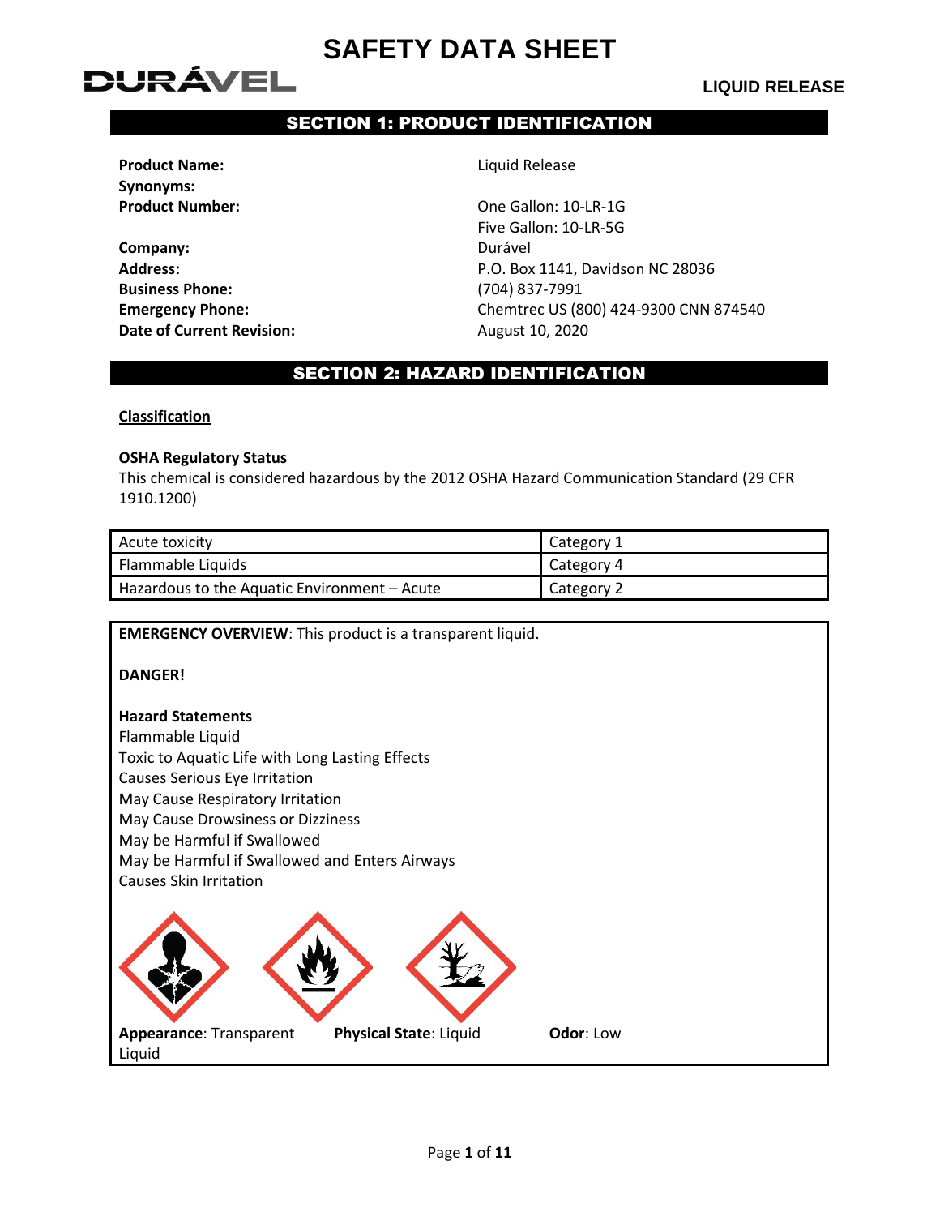# SAFETY DATA SHEET

DURÁVEL

**LIQUID RELEASE**

## SECTION 1: PRODUCT IDENTIFICATION

| | |
|---|---|
| **Product Name:** | Liquid Release |
| **Synonyms:** | |
| **Product Number:** | One Gallon: 10-LR-1G<br>Five Gallon: 10-LR-5G |
| **Company:** | Durável |
| **Address:** | P.O. Box 1141, Davidson NC 28036 |
| **Business Phone:** | (704) 837-7991 |
| **Emergency Phone:** | Chemtrec US (800) 424-9300 CNN 874540 |
| **Date of Current Revision:** | August 10, 2020 |

## SECTION 2: HAZARD IDENTIFICATION

**Classification**

**OSHA Regulatory Status**

This chemical is considered hazardous by the 2012 OSHA Hazard Communication Standard (29 CFR 1910.1200)

| | |
|---|---|
| Acute toxicity | Category 1 |
| Flammable Liquids | Category 4 |
| Hazardous to the Aquatic Environment – Acute | Category 2 |

**EMERGENCY OVERVIEW**: This product is a transparent liquid.

**DANGER!**

**Hazard Statements**

Flammable Liquid
Toxic to Aquatic Life with Long Lasting Effects
Causes Serious Eye Irritation
May Cause Respiratory Irritation
May Cause Drowsiness or Dizziness
May be Harmful if Swallowed
May be Harmful if Swallowed and Enters Airways
Causes Skin Irritation

**Appearance**: Transparent Liquid **Physical State**: Liquid **Odor**: Low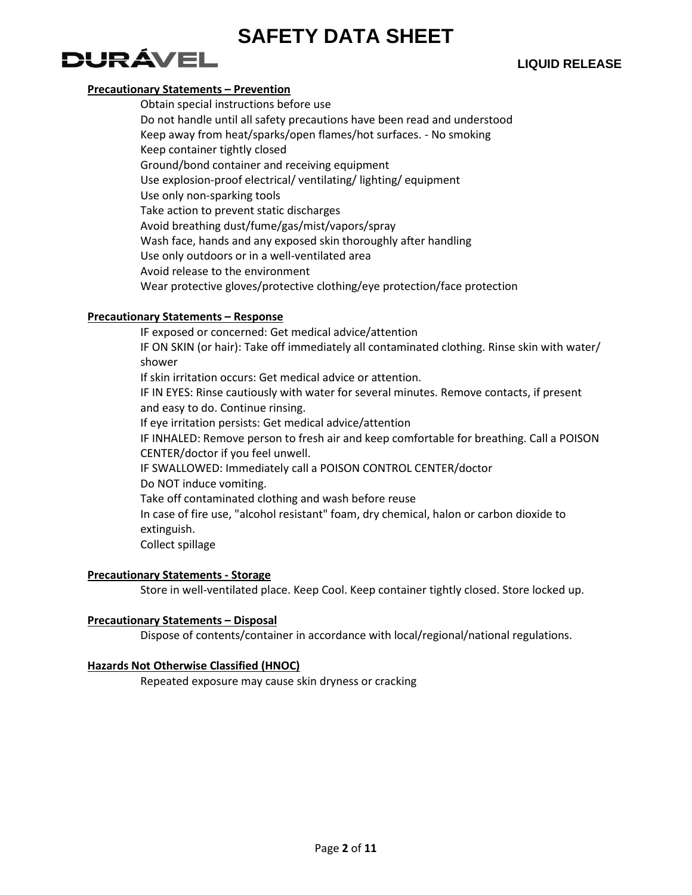**Precautionary Statements – Prevention**

Obtain special instructions before use
Do not handle until all safety precautions have been read and understood
Keep away from heat/sparks/open flames/hot surfaces. - No smoking
Keep container tightly closed
Ground/bond container and receiving equipment
Use explosion-proof electrical/ ventilating/ lighting/ equipment
Use only non-sparking tools
Take action to prevent static discharges
Avoid breathing dust/fume/gas/mist/vapors/spray
Wash face, hands and any exposed skin thoroughly after handling
Use only outdoors or in a well-ventilated area
Avoid release to the environment
Wear protective gloves/protective clothing/eye protection/face protection

**Precautionary Statements – Response**

IF exposed or concerned: Get medical advice/attention
IF ON SKIN (or hair): Take off immediately all contaminated clothing. Rinse skin with water/ shower
If skin irritation occurs: Get medical advice or attention.
IF IN EYES: Rinse cautiously with water for several minutes. Remove contacts, if present and easy to do. Continue rinsing.
If eye irritation persists: Get medical advice/attention
IF INHALED: Remove person to fresh air and keep comfortable for breathing. Call a POISON CENTER/doctor if you feel unwell.
IF SWALLOWED: Immediately call a POISON CONTROL CENTER/doctor
Do NOT induce vomiting.
Take off contaminated clothing and wash before reuse
In case of fire use, "alcohol resistant" foam, dry chemical, halon or carbon dioxide to extinguish.
Collect spillage

**Precautionary Statements - Storage**

Store in well-ventilated place. Keep Cool. Keep container tightly closed. Store locked up.

**Precautionary Statements – Disposal**

Dispose of contents/container in accordance with local/regional/national regulations.

**Hazards Not Otherwise Classified (HNOC)**

Repeated exposure may cause skin dryness or cracking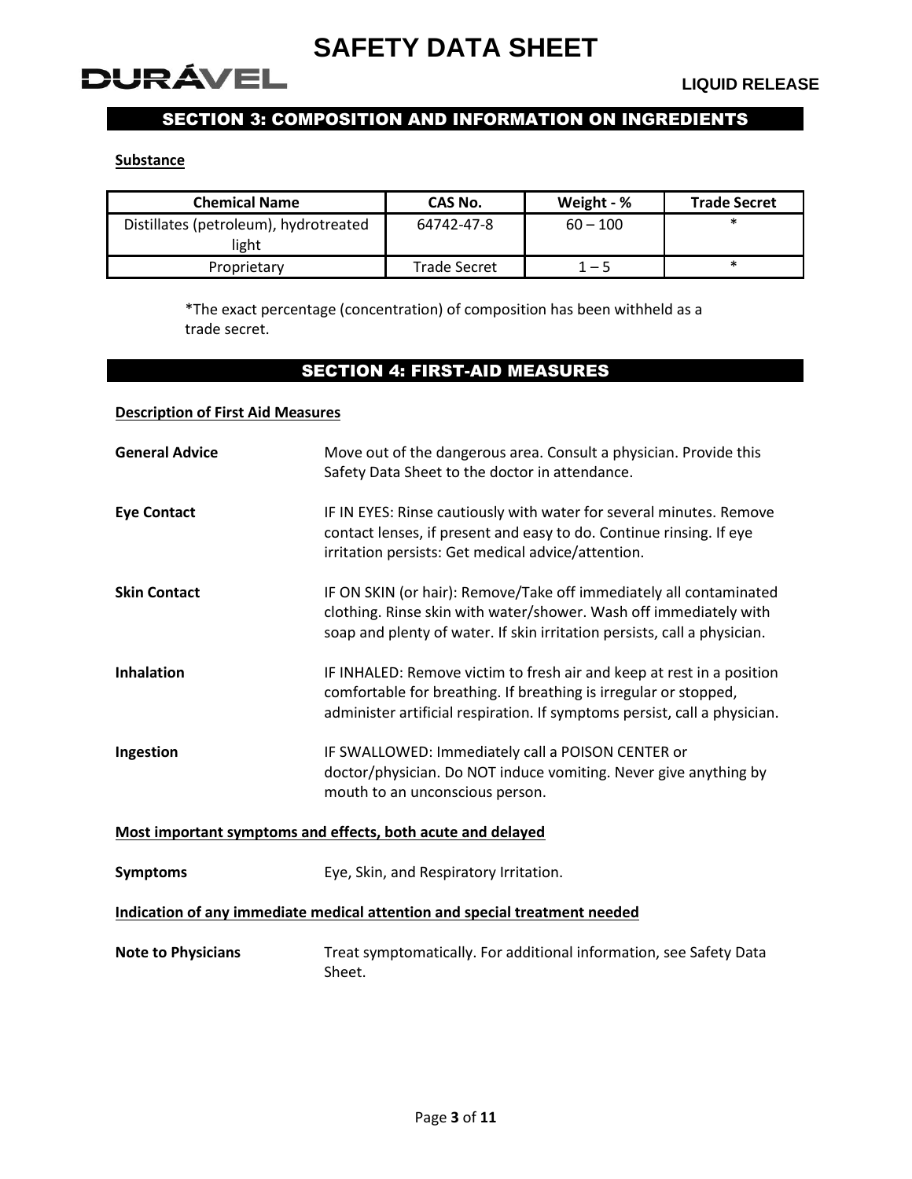## SECTION 3: COMPOSITION AND INFORMATION ON INGREDIENTS

**Substance**

| Chemical Name | CAS No. | Weight - % | Trade Secret |
|---|---|---|---|
| Distillates (petroleum), hydrotreated light | 64742-47-8 | 60 – 100 | * |
| Proprietary | Trade Secret | 1 – 5 | * |

*The exact percentage (concentration) of composition has been withheld as a trade secret.

## SECTION 4: FIRST-AID MEASURES

**Description of First Aid Measures**

**General Advice** — Move out of the dangerous area. Consult a physician. Provide this Safety Data Sheet to the doctor in attendance.

**Eye Contact** — IF IN EYES: Rinse cautiously with water for several minutes. Remove contact lenses, if present and easy to do. Continue rinsing. If eye irritation persists: Get medical advice/attention.

**Skin Contact** — IF ON SKIN (or hair): Remove/Take off immediately all contaminated clothing. Rinse skin with water/shower. Wash off immediately with soap and plenty of water. If skin irritation persists, call a physician.

**Inhalation** — IF INHALED: Remove victim to fresh air and keep at rest in a position comfortable for breathing. If breathing is irregular or stopped, administer artificial respiration. If symptoms persist, call a physician.

**Ingestion** — IF SWALLOWED: Immediately call a POISON CENTER or doctor/physician. Do NOT induce vomiting. Never give anything by mouth to an unconscious person.

**Most important symptoms and effects, both acute and delayed**

**Symptoms** — Eye, Skin, and Respiratory Irritation.

**Indication of any immediate medical attention and special treatment needed**

**Note to Physicians** — Treat symptomatically. For additional information, see Safety Data Sheet.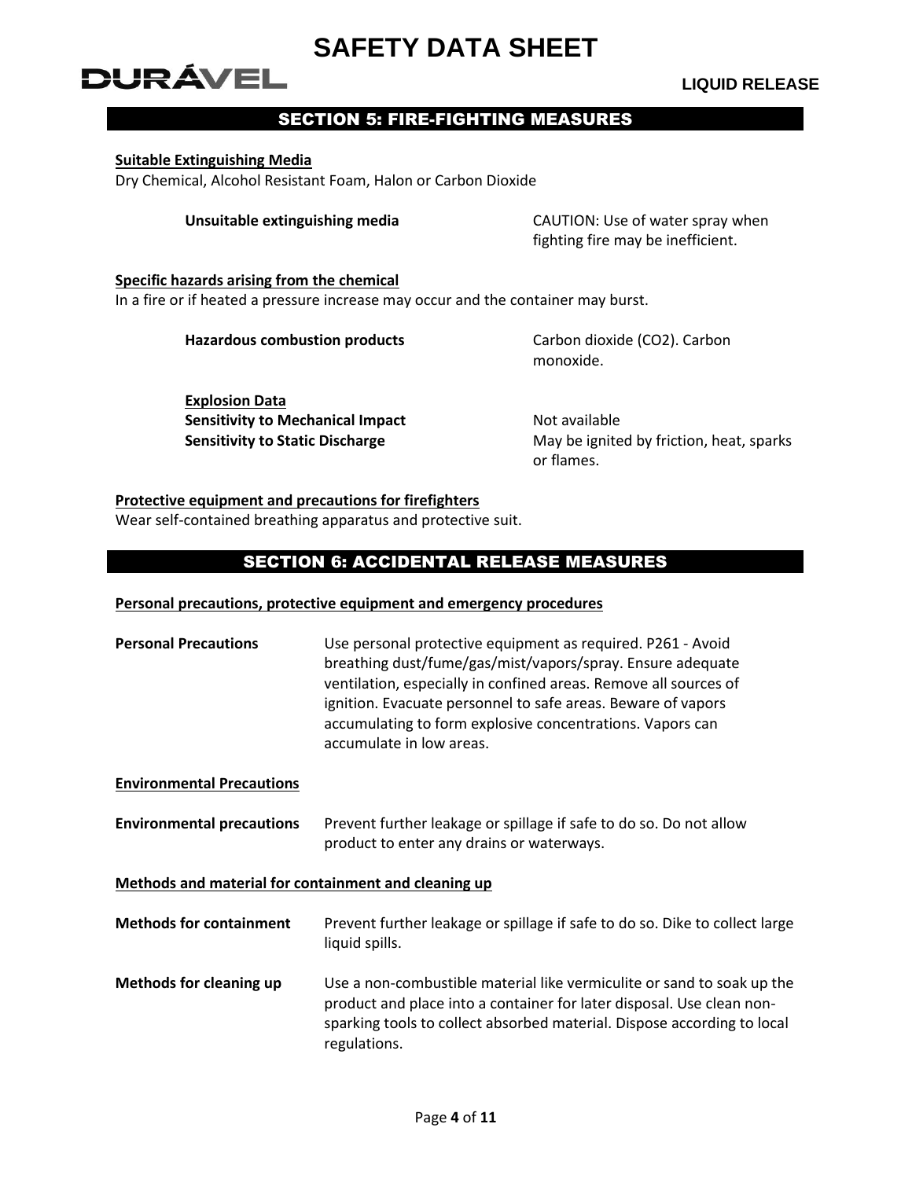## SECTION 5: FIRE-FIGHTING MEASURES

**Suitable Extinguishing Media**

Dry Chemical, Alcohol Resistant Foam, Halon or Carbon Dioxide

**Unsuitable extinguishing media** — CAUTION: Use of water spray when fighting fire may be inefficient.

**Specific hazards arising from the chemical**

In a fire or if heated a pressure increase may occur and the container may burst.

**Hazardous combustion products** — Carbon dioxide ($CO_2$). Carbon monoxide.

**Explosion Data**

**Sensitivity to Mechanical Impact** — Not available

**Sensitivity to Static Discharge** — May be ignited by friction, heat, sparks or flames.

**Protective equipment and precautions for firefighters**

Wear self-contained breathing apparatus and protective suit.

## SECTION 6: ACCIDENTAL RELEASE MEASURES

**Personal precautions, protective equipment and emergency procedures**

**Personal Precautions** — Use personal protective equipment as required. P261 - Avoid breathing dust/fume/gas/mist/vapors/spray. Ensure adequate ventilation, especially in confined areas. Remove all sources of ignition. Evacuate personnel to safe areas. Beware of vapors accumulating to form explosive concentrations. Vapors can accumulate in low areas.

**Environmental Precautions**

**Environmental precautions** — Prevent further leakage or spillage if safe to do so. Do not allow product to enter any drains or waterways.

**Methods and material for containment and cleaning up**

**Methods for containment** — Prevent further leakage or spillage if safe to do so. Dike to collect large liquid spills.

**Methods for cleaning up** — Use a non-combustible material like vermiculite or sand to soak up the product and place into a container for later disposal. Use clean non-sparking tools to collect absorbed material. Dispose according to local regulations.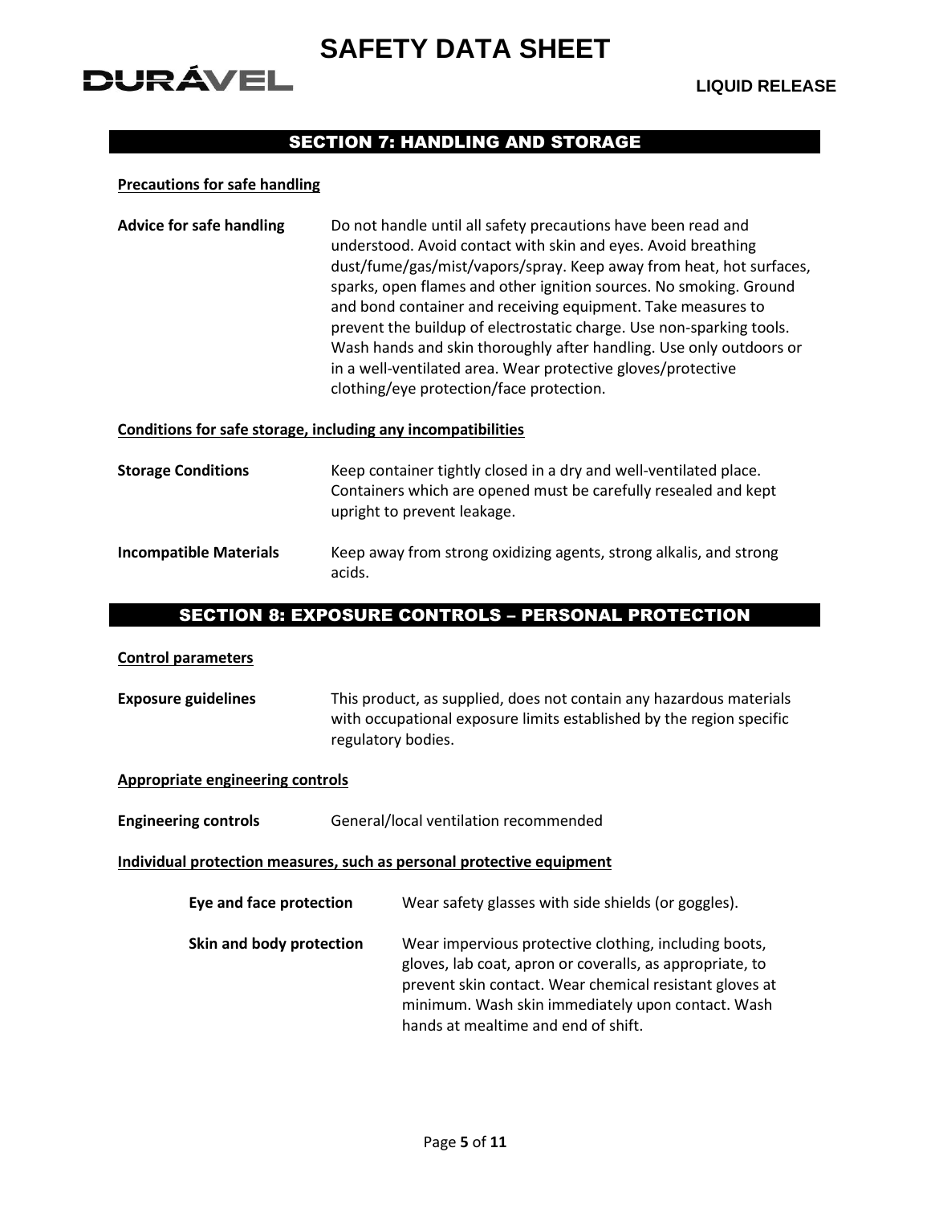## SECTION 7: HANDLING AND STORAGE

**Precautions for safe handling**

**Advice for safe handling** Do not handle until all safety precautions have been read and understood. Avoid contact with skin and eyes. Avoid breathing dust/fume/gas/mist/vapors/spray. Keep away from heat, hot surfaces, sparks, open flames and other ignition sources. No smoking. Ground and bond container and receiving equipment. Take measures to prevent the buildup of electrostatic charge. Use non-sparking tools. Wash hands and skin thoroughly after handling. Use only outdoors or in a well-ventilated area. Wear protective gloves/protective clothing/eye protection/face protection.

**Conditions for safe storage, including any incompatibilities**

**Storage Conditions** Keep container tightly closed in a dry and well-ventilated place. Containers which are opened must be carefully resealed and kept upright to prevent leakage.

**Incompatible Materials** Keep away from strong oxidizing agents, strong alkalis, and strong acids.

## SECTION 8: EXPOSURE CONTROLS – PERSONAL PROTECTION

**Control parameters**

**Exposure guidelines** This product, as supplied, does not contain any hazardous materials with occupational exposure limits established by the region specific regulatory bodies.

**Appropriate engineering controls**

**Engineering controls** General/local ventilation recommended

**Individual protection measures, such as personal protective equipment**

**Eye and face protection** Wear safety glasses with side shields (or goggles).

**Skin and body protection** Wear impervious protective clothing, including boots, gloves, lab coat, apron or coveralls, as appropriate, to prevent skin contact. Wear chemical resistant gloves at minimum. Wash skin immediately upon contact. Wash hands at mealtime and end of shift.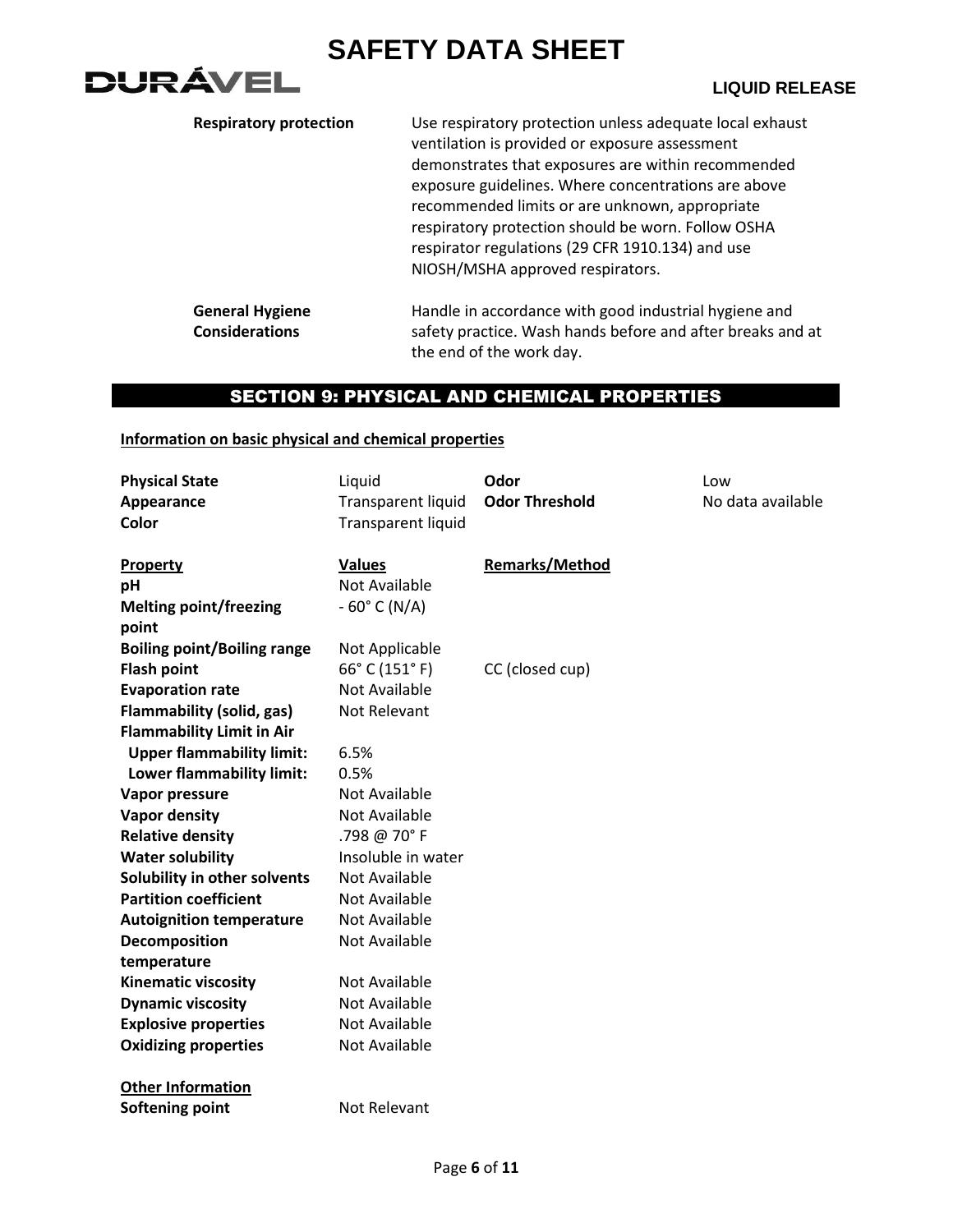| | |
|---|---|
| **Respiratory protection** | Use respiratory protection unless adequate local exhaust ventilation is provided or exposure assessment demonstrates that exposures are within recommended exposure guidelines. Where concentrations are above recommended limits or are unknown, appropriate respiratory protection should be worn. Follow OSHA respirator regulations (29 CFR 1910.134) and use NIOSH/MSHA approved respirators. |
| **General Hygiene Considerations** | Handle in accordance with good industrial hygiene and safety practice. Wash hands before and after breaks and at the end of the work day. |

## SECTION 9: PHYSICAL AND CHEMICAL PROPERTIES

**Information on basic physical and chemical properties**

| | | | |
|---|---|---|---|
| **Physical State** | Liquid | **Odor** | Low |
| **Appearance** | Transparent liquid | **Odor Threshold** | No data available |
| **Color** | Transparent liquid | | |

| Property | Values | Remarks/Method |
|---|---|---|
| **pH** | Not Available | |
| **Melting point/freezing point** | - 60° C (N/A) | |
| **Boiling point/Boiling range** | Not Applicable | |
| **Flash point** | 66° C (151° F) | CC (closed cup) |
| **Evaporation rate** | Not Available | |
| **Flammability (solid, gas)** | Not Relevant | |
| **Flammability Limit in Air** | | |
| **Upper flammability limit:** | 6.5% | |
| **Lower flammability limit:** | 0.5% | |
| **Vapor pressure** | Not Available | |
| **Vapor density** | Not Available | |
| **Relative density** | .798 @ 70° F | |
| **Water solubility** | Insoluble in water | |
| **Solubility in other solvents** | Not Available | |
| **Partition coefficient** | Not Available | |
| **Autoignition temperature** | Not Available | |
| **Decomposition temperature** | Not Available | |
| **Kinematic viscosity** | Not Available | |
| **Dynamic viscosity** | Not Available | |
| **Explosive properties** | Not Available | |
| **Oxidizing properties** | Not Available | |

**Other Information**

| | |
|---|---|
| **Softening point** | Not Relevant |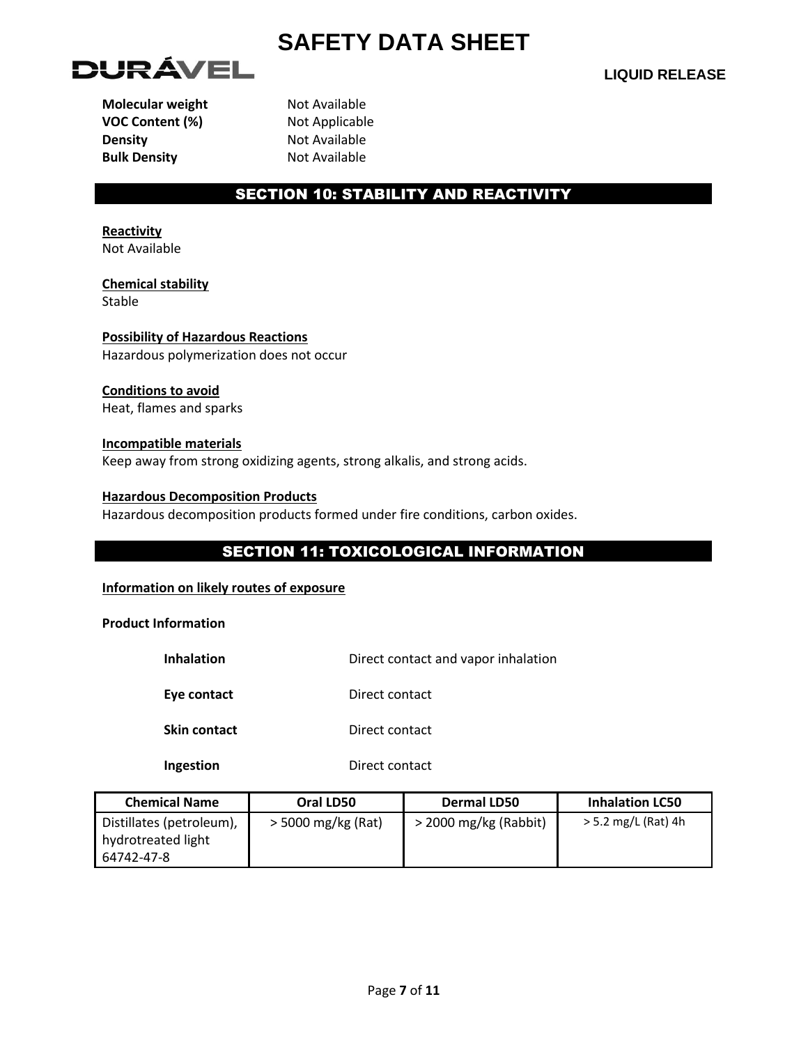| | |
|---|---|
| **Molecular weight** | Not Available |
| **VOC Content (%)** | Not Applicable |
| **Density** | Not Available |
| **Bulk Density** | Not Available |

## SECTION 10: STABILITY AND REACTIVITY

**Reactivity**
Not Available

**Chemical stability**
Stable

**Possibility of Hazardous Reactions**
Hazardous polymerization does not occur

**Conditions to avoid**
Heat, flames and sparks

**Incompatible materials**
Keep away from strong oxidizing agents, strong alkalis, and strong acids.

**Hazardous Decomposition Products**
Hazardous decomposition products formed under fire conditions, carbon oxides.

## SECTION 11: TOXICOLOGICAL INFORMATION

**Information on likely routes of exposure**

**Product Information**

| | |
|---|---|
| **Inhalation** | Direct contact and vapor inhalation |
| **Eye contact** | Direct contact |
| **Skin contact** | Direct contact |
| **Ingestion** | Direct contact |

| Chemical Name | Oral LD50 | Dermal LD50 | Inhalation LC50 |
|---|---|---|---|
| Distillates (petroleum), hydrotreated light 64742-47-8 | > 5000 mg/kg (Rat) | > 2000 mg/kg (Rabbit) | > 5.2 mg/L (Rat) 4h |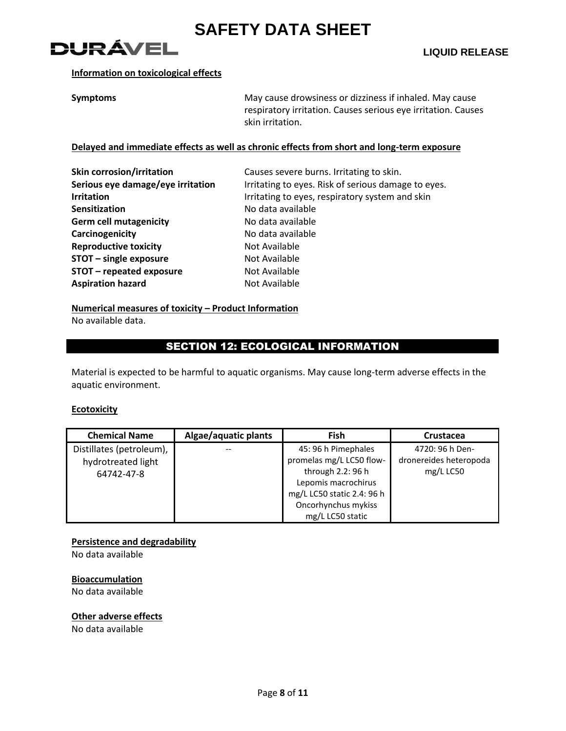**Information on toxicological effects**

**Symptoms** May cause drowsiness or dizziness if inhaled. May cause respiratory irritation. Causes serious eye irritation. Causes skin irritation.

**Delayed and immediate effects as well as chronic effects from short and long-term exposure**

**Skin corrosion/irritation** Causes severe burns. Irritating to skin.
**Serious eye damage/eye irritation** Irritating to eyes. Risk of serious damage to eyes.
**Irritation** Irritating to eyes, respiratory system and skin
**Sensitization** No data available
**Germ cell mutagenicity** No data available
**Carcinogenicity** No data available
**Reproductive toxicity** Not Available
**STOT – single exposure** Not Available
**STOT – repeated exposure** Not Available
**Aspiration hazard** Not Available

**Numerical measures of toxicity – Product Information**

No available data.

## SECTION 12: ECOLOGICAL INFORMATION

Material is expected to be harmful to aquatic organisms. May cause long-term adverse effects in the aquatic environment.

**Ecotoxicity**

| Chemical Name | Algae/aquatic plants | Fish | Crustacea |
|---|---|---|---|
| Distillates (petroleum), hydrotreated light 64742-47-8 | -- | 45: 96 h Pimephales promelas mg/L LC50 flow-through 2.2: 96 h Lepomis macrochirus mg/L LC50 static 2.4: 96 h Oncorhynchus mykiss mg/L LC50 static | 4720: 96 h Den-dronereides heteropoda mg/L LC50 |

**Persistence and degradability**

No data available

**Bioaccumulation**

No data available

**Other adverse effects**

No data available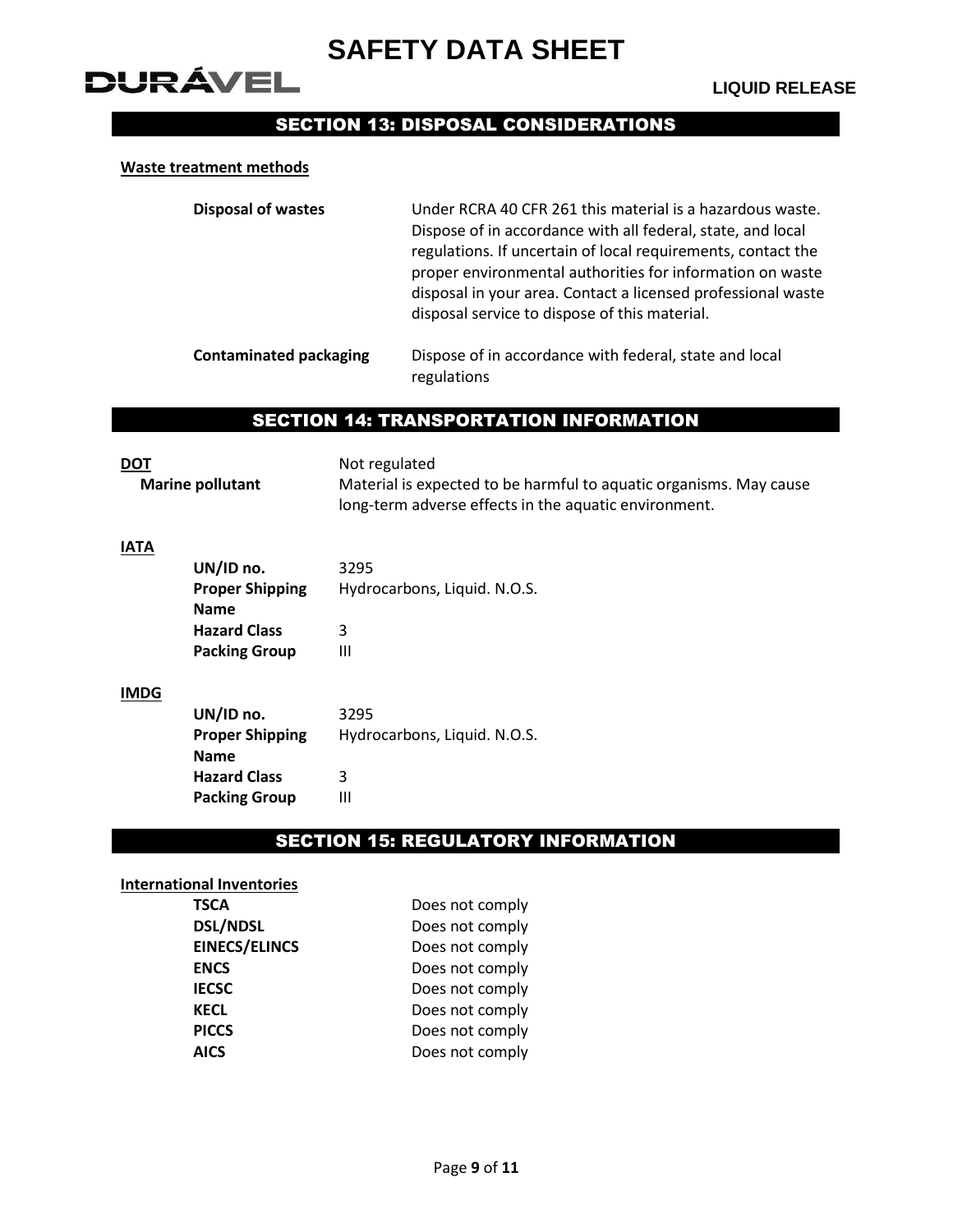## SECTION 13: DISPOSAL CONSIDERATIONS

**Waste treatment methods**

| | |
|---|---|
| **Disposal of wastes** | Under RCRA 40 CFR 261 this material is a hazardous waste. Dispose of in accordance with all federal, state, and local regulations. If uncertain of local requirements, contact the proper environmental authorities for information on waste disposal in your area. Contact a licensed professional waste disposal service to dispose of this material. |
| **Contaminated packaging** | Dispose of in accordance with federal, state and local regulations |

## SECTION 14: TRANSPORTATION INFORMATION

**DOT** Not regulated

**Marine pollutant** Material is expected to be harmful to aquatic organisms. May cause long-term adverse effects in the aquatic environment.

**IATA**

| | |
|---|---|
| **UN/ID no.** | 3295 |
| **Proper Shipping Name** | Hydrocarbons, Liquid. N.O.S. |
| **Hazard Class** | 3 |
| **Packing Group** | III |

**IMDG**

| | |
|---|---|
| **UN/ID no.** | 3295 |
| **Proper Shipping Name** | Hydrocarbons, Liquid. N.O.S. |
| **Hazard Class** | 3 |
| **Packing Group** | III |

## SECTION 15: REGULATORY INFORMATION

**International Inventories**

| | |
|---|---|
| **TSCA** | Does not comply |
| **DSL/NDSL** | Does not comply |
| **EINECS/ELINCS** | Does not comply |
| **ENCS** | Does not comply |
| **IECSC** | Does not comply |
| **KECL** | Does not comply |
| **PICCS** | Does not comply |
| **AICS** | Does not comply |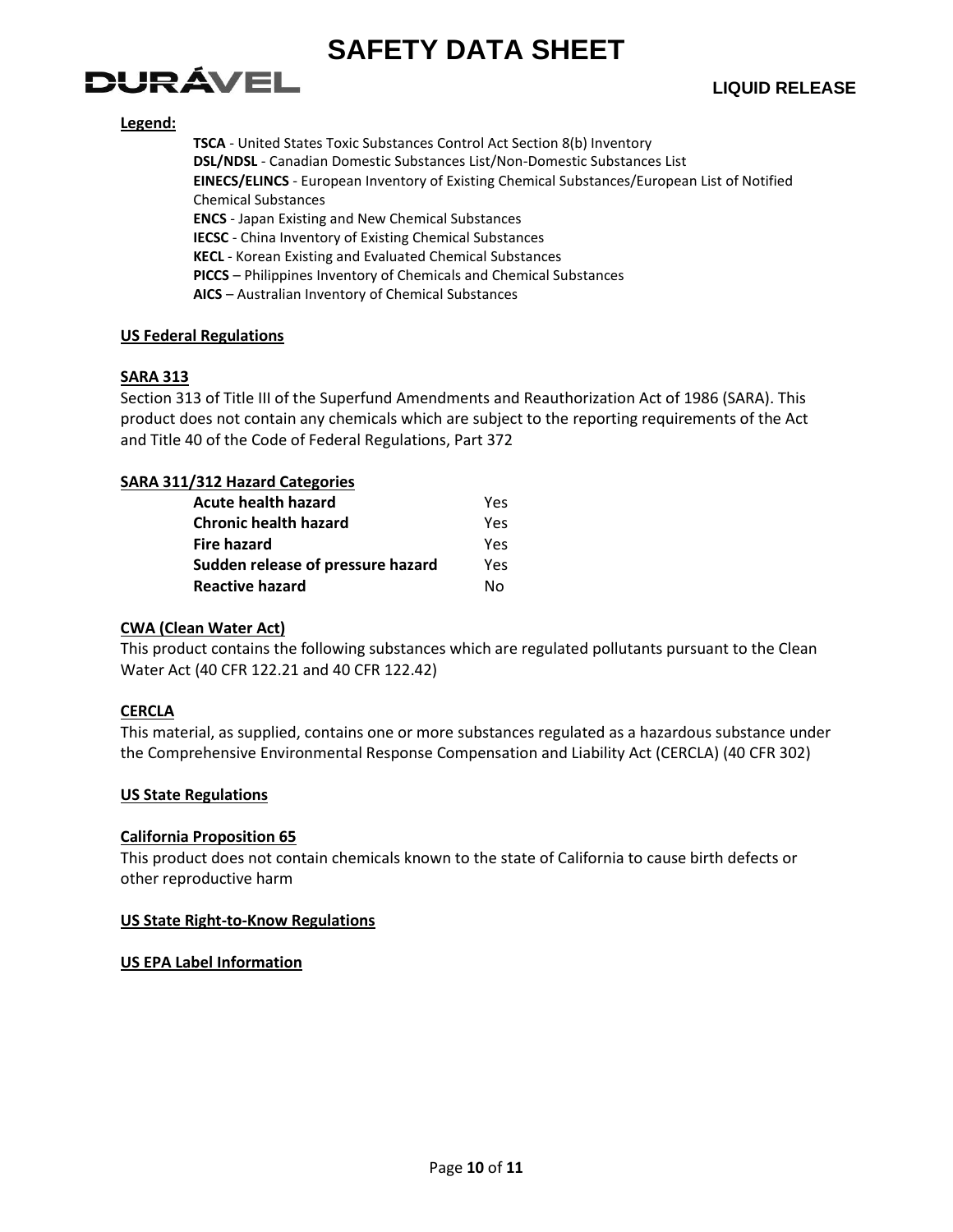**Legend:**

- **TSCA** - United States Toxic Substances Control Act Section 8(b) Inventory
- **DSL/NDSL** - Canadian Domestic Substances List/Non-Domestic Substances List
- **EINECS/ELINCS** - European Inventory of Existing Chemical Substances/European List of Notified Chemical Substances
- **ENCS** - Japan Existing and New Chemical Substances
- **IECSC** - China Inventory of Existing Chemical Substances
- **KECL** - Korean Existing and Evaluated Chemical Substances
- **PICCS** – Philippines Inventory of Chemicals and Chemical Substances
- **AICS** – Australian Inventory of Chemical Substances

## US Federal Regulations

### SARA 313

Section 313 of Title III of the Superfund Amendments and Reauthorization Act of 1986 (SARA). This product does not contain any chemicals which are subject to the reporting requirements of the Act and Title 40 of the Code of Federal Regulations, Part 372

### SARA 311/312 Hazard Categories

| | |
|---|---|
| **Acute health hazard** | Yes |
| **Chronic health hazard** | Yes |
| **Fire hazard** | Yes |
| **Sudden release of pressure hazard** | Yes |
| **Reactive hazard** | No |

### CWA (Clean Water Act)

This product contains the following substances which are regulated pollutants pursuant to the Clean Water Act (40 CFR 122.21 and 40 CFR 122.42)

### CERCLA

This material, as supplied, contains one or more substances regulated as a hazardous substance under the Comprehensive Environmental Response Compensation and Liability Act (CERCLA) (40 CFR 302)

## US State Regulations

### California Proposition 65

This product does not contain chemicals known to the state of California to cause birth defects or other reproductive harm

### US State Right-to-Know Regulations

### US EPA Label Information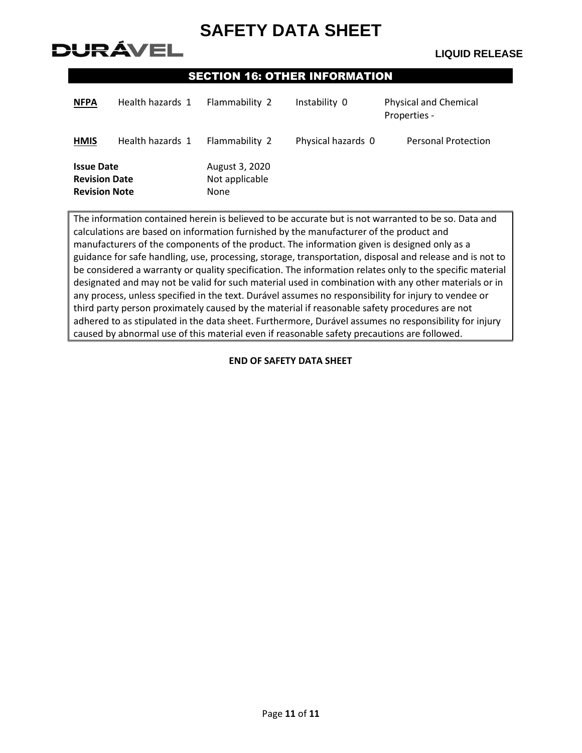## SECTION 16: OTHER INFORMATION

| | | | | |
|---|---|---|---|---|
| **NFPA** | Health hazards 1 | Flammability 2 | Instability 0 | Physical and Chemical Properties - |
| **HMIS** | Health hazards 1 | Flammability 2 | Physical hazards 0 | Personal Protection |

**Issue Date** August 3, 2020
**Revision Date** Not applicable
**Revision Note** None

The information contained herein is believed to be accurate but is not warranted to be so. Data and calculations are based on information furnished by the manufacturer of the product and manufacturers of the components of the product. The information given is designed only as a guidance for safe handling, use, processing, storage, transportation, disposal and release and is not to be considered a warranty or quality specification. The information relates only to the specific material designated and may not be valid for such material used in combination with any other materials or in any process, unless specified in the text. Durável assumes no responsibility for injury to vendee or third party person proximately caused by the material if reasonable safety procedures are not adhered to as stipulated in the data sheet. Furthermore, Durável assumes no responsibility for injury caused by abnormal use of this material even if reasonable safety precautions are followed.

**END OF SAFETY DATA SHEET**